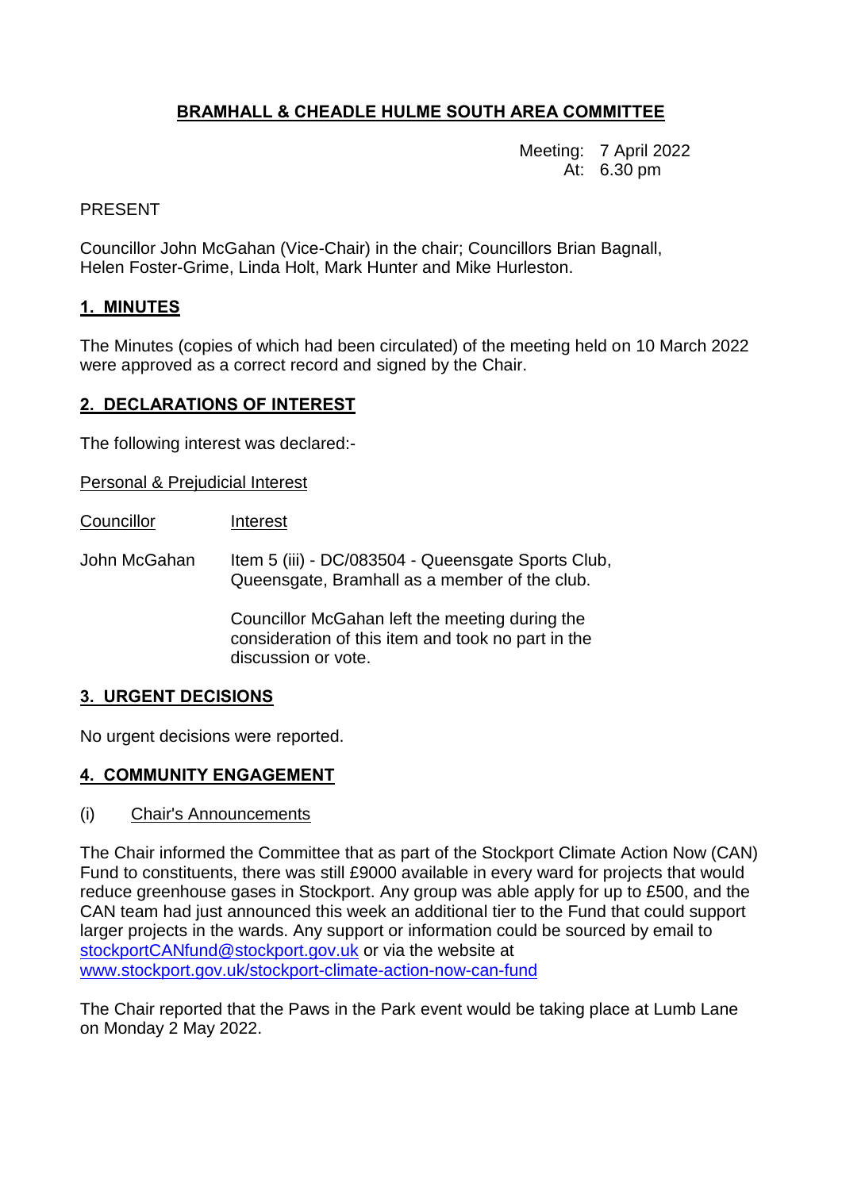# BRAMHALL & CHEADLE HULME SOUTH AREA COMMITTEE

Meeting: 7 April 2022
At: 6.30 pm

PRESENT

Councillor John McGahan (Vice-Chair) in the chair; Councillors Brian Bagnall, Helen Foster-Grime, Linda Holt, Mark Hunter and Mike Hurleston.

## 1. MINUTES

The Minutes (copies of which had been circulated) of the meeting held on 10 March 2022 were approved as a correct record and signed by the Chair.

## 2. DECLARATIONS OF INTEREST

The following interest was declared:-

Personal & Prejudicial Interest

| Councillor | Interest |
| --- | --- |
| John McGahan | Item 5 (iii) - DC/083504 - Queensgate Sports Club, Queensgate, Bramhall as a member of the club.<br><br>Councillor McGahan left the meeting during the consideration of this item and took no part in the discussion or vote. |

## 3. URGENT DECISIONS

No urgent decisions were reported.

## 4. COMMUNITY ENGAGEMENT

(i) Chair's Announcements

The Chair informed the Committee that as part of the Stockport Climate Action Now (CAN) Fund to constituents, there was still £9000 available in every ward for projects that would reduce greenhouse gases in Stockport. Any group was able apply for up to £500, and the CAN team had just announced this week an additional tier to the Fund that could support larger projects in the wards. Any support or information could be sourced by email to stockportCANfund@stockport.gov.uk or via the website at www.stockport.gov.uk/stockport-climate-action-now-can-fund

The Chair reported that the Paws in the Park event would be taking place at Lumb Lane on Monday 2 May 2022.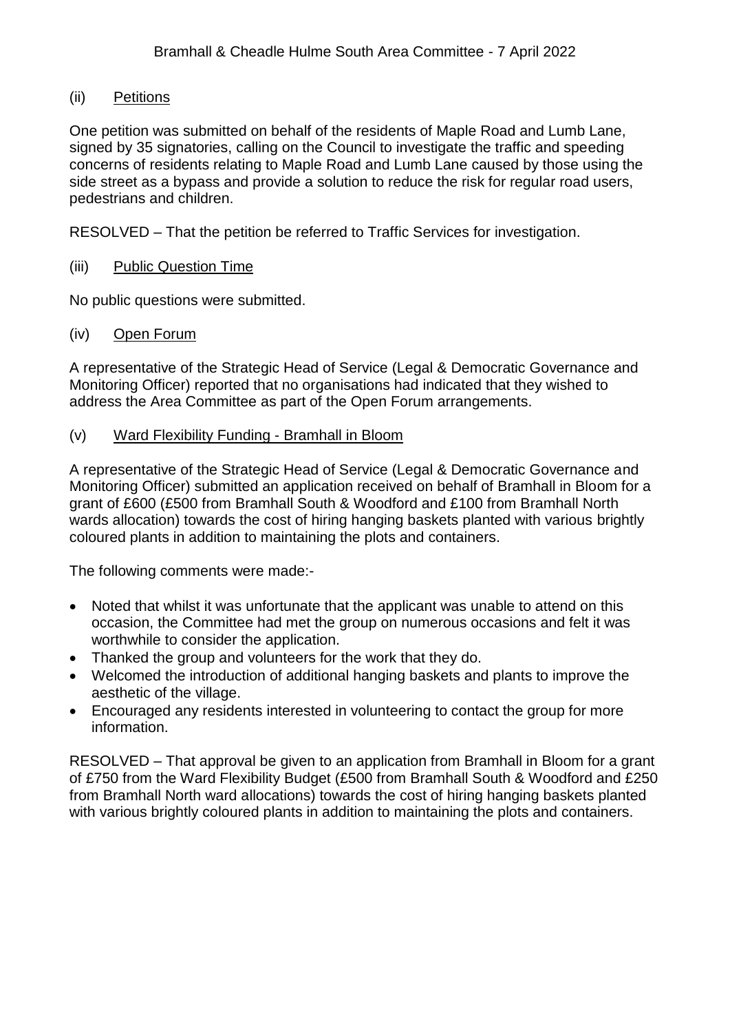## (ii) Petitions

One petition was submitted on behalf of the residents of Maple Road and Lumb Lane, signed by 35 signatories, calling on the Council to investigate the traffic and speeding concerns of residents relating to Maple Road and Lumb Lane caused by those using the side street as a bypass and provide a solution to reduce the risk for regular road users, pedestrians and children.

RESOLVED – That the petition be referred to Traffic Services for investigation.

## (iii) Public Question Time

No public questions were submitted.

## (iv) Open Forum

A representative of the Strategic Head of Service (Legal & Democratic Governance and Monitoring Officer) reported that no organisations had indicated that they wished to address the Area Committee as part of the Open Forum arrangements.

## (v) Ward Flexibility Funding - Bramhall in Bloom

A representative of the Strategic Head of Service (Legal & Democratic Governance and Monitoring Officer) submitted an application received on behalf of Bramhall in Bloom for a grant of £600 (£500 from Bramhall South & Woodford and £100 from Bramhall North wards allocation) towards the cost of hiring hanging baskets planted with various brightly coloured plants in addition to maintaining the plots and containers.

The following comments were made:-

- Noted that whilst it was unfortunate that the applicant was unable to attend on this occasion, the Committee had met the group on numerous occasions and felt it was worthwhile to consider the application.
- Thanked the group and volunteers for the work that they do.
- Welcomed the introduction of additional hanging baskets and plants to improve the aesthetic of the village.
- Encouraged any residents interested in volunteering to contact the group for more information.

RESOLVED – That approval be given to an application from Bramhall in Bloom for a grant of £750 from the Ward Flexibility Budget (£500 from Bramhall South & Woodford and £250 from Bramhall North ward allocations) towards the cost of hiring hanging baskets planted with various brightly coloured plants in addition to maintaining the plots and containers.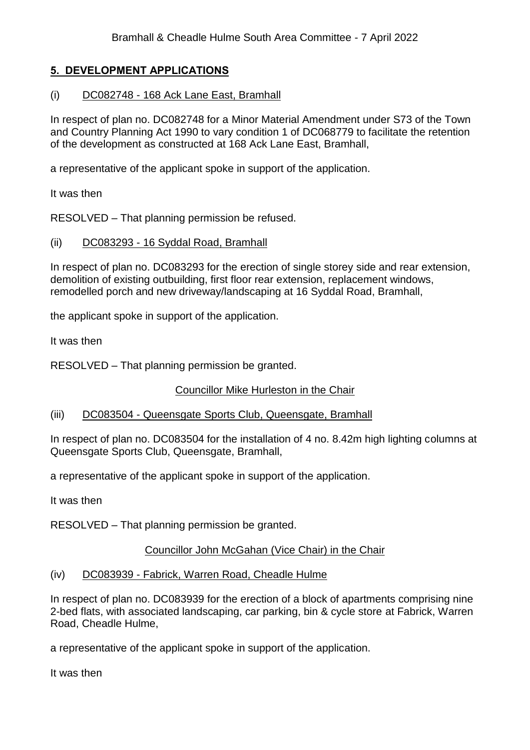## 5. DEVELOPMENT APPLICATIONS

### (i) DC082748 - 168 Ack Lane East, Bramhall

In respect of plan no. DC082748 for a Minor Material Amendment under S73 of the Town and Country Planning Act 1990 to vary condition 1 of DC068779 to facilitate the retention of the development as constructed at 168 Ack Lane East, Bramhall,

a representative of the applicant spoke in support of the application.

It was then

RESOLVED – That planning permission be refused.

### (ii) DC083293 - 16 Syddal Road, Bramhall

In respect of plan no. DC083293 for the erection of single storey side and rear extension, demolition of existing outbuilding, first floor rear extension, replacement windows, remodelled porch and new driveway/landscaping at 16 Syddal Road, Bramhall,

the applicant spoke in support of the application.

It was then

RESOLVED – That planning permission be granted.

Councillor Mike Hurleston in the Chair

### (iii) DC083504 - Queensgate Sports Club, Queensgate, Bramhall

In respect of plan no. DC083504 for the installation of 4 no. 8.42m high lighting columns at Queensgate Sports Club, Queensgate, Bramhall,

a representative of the applicant spoke in support of the application.

It was then

RESOLVED – That planning permission be granted.

Councillor John McGahan (Vice Chair) in the Chair

### (iv) DC083939 - Fabrick, Warren Road, Cheadle Hulme

In respect of plan no. DC083939 for the erection of a block of apartments comprising nine 2-bed flats, with associated landscaping, car parking, bin & cycle store at Fabrick, Warren Road, Cheadle Hulme,

a representative of the applicant spoke in support of the application.

It was then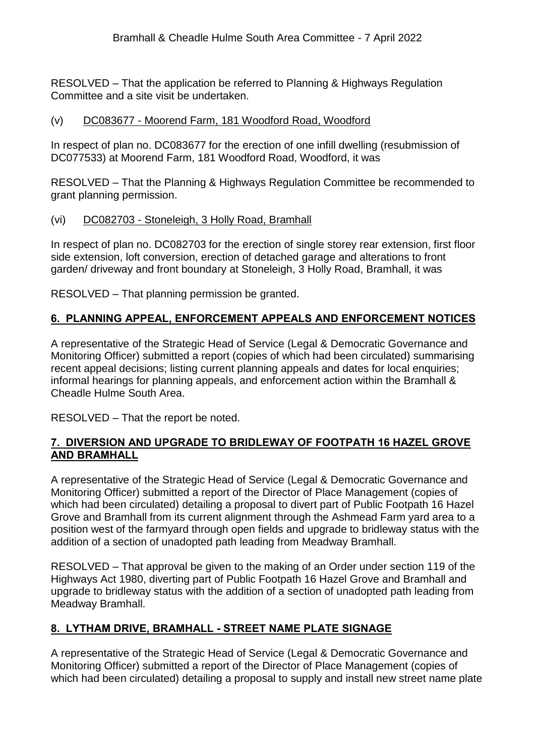RESOLVED – That the application be referred to Planning & Highways Regulation Committee and a site visit be undertaken.

(v) DC083677 - Moorend Farm, 181 Woodford Road, Woodford

In respect of plan no. DC083677 for the erection of one infill dwelling (resubmission of DC077533) at Moorend Farm, 181 Woodford Road, Woodford, it was

RESOLVED – That the Planning & Highways Regulation Committee be recommended to grant planning permission.

(vi) DC082703 - Stoneleigh, 3 Holly Road, Bramhall

In respect of plan no. DC082703 for the erection of single storey rear extension, first floor side extension, loft conversion, erection of detached garage and alterations to front garden/ driveway and front boundary at Stoneleigh, 3 Holly Road, Bramhall, it was

RESOLVED – That planning permission be granted.

## 6. PLANNING APPEAL, ENFORCEMENT APPEALS AND ENFORCEMENT NOTICES

A representative of the Strategic Head of Service (Legal & Democratic Governance and Monitoring Officer) submitted a report (copies of which had been circulated) summarising recent appeal decisions; listing current planning appeals and dates for local enquiries; informal hearings for planning appeals, and enforcement action within the Bramhall & Cheadle Hulme South Area.

RESOLVED – That the report be noted.

## 7. DIVERSION AND UPGRADE TO BRIDLEWAY OF FOOTPATH 16 HAZEL GROVE AND BRAMHALL

A representative of the Strategic Head of Service (Legal & Democratic Governance and Monitoring Officer) submitted a report of the Director of Place Management (copies of which had been circulated) detailing a proposal to divert part of Public Footpath 16 Hazel Grove and Bramhall from its current alignment through the Ashmead Farm yard area to a position west of the farmyard through open fields and upgrade to bridleway status with the addition of a section of unadopted path leading from Meadway Bramhall.

RESOLVED – That approval be given to the making of an Order under section 119 of the Highways Act 1980, diverting part of Public Footpath 16 Hazel Grove and Bramhall and upgrade to bridleway status with the addition of a section of unadopted path leading from Meadway Bramhall.

## 8. LYTHAM DRIVE, BRAMHALL - STREET NAME PLATE SIGNAGE

A representative of the Strategic Head of Service (Legal & Democratic Governance and Monitoring Officer) submitted a report of the Director of Place Management (copies of which had been circulated) detailing a proposal to supply and install new street name plate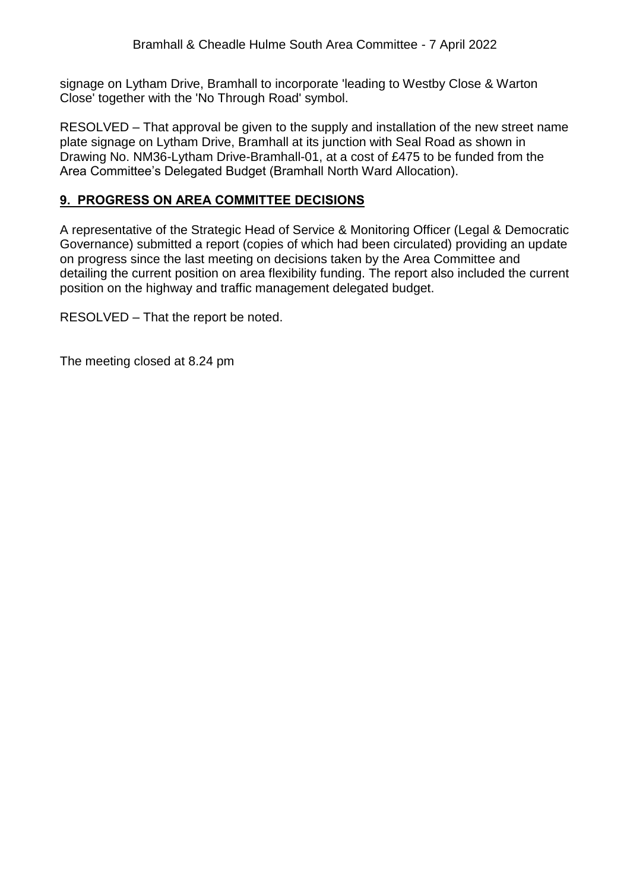signage on Lytham Drive, Bramhall to incorporate 'leading to Westby Close & Warton Close' together with the 'No Through Road' symbol.

RESOLVED – That approval be given to the supply and installation of the new street name plate signage on Lytham Drive, Bramhall at its junction with Seal Road as shown in Drawing No. NM36-Lytham Drive-Bramhall-01, at a cost of £475 to be funded from the Area Committee's Delegated Budget (Bramhall North Ward Allocation).

## 9. PROGRESS ON AREA COMMITTEE DECISIONS

A representative of the Strategic Head of Service & Monitoring Officer (Legal & Democratic Governance) submitted a report (copies of which had been circulated) providing an update on progress since the last meeting on decisions taken by the Area Committee and detailing the current position on area flexibility funding. The report also included the current position on the highway and traffic management delegated budget.

RESOLVED – That the report be noted.

The meeting closed at 8.24 pm